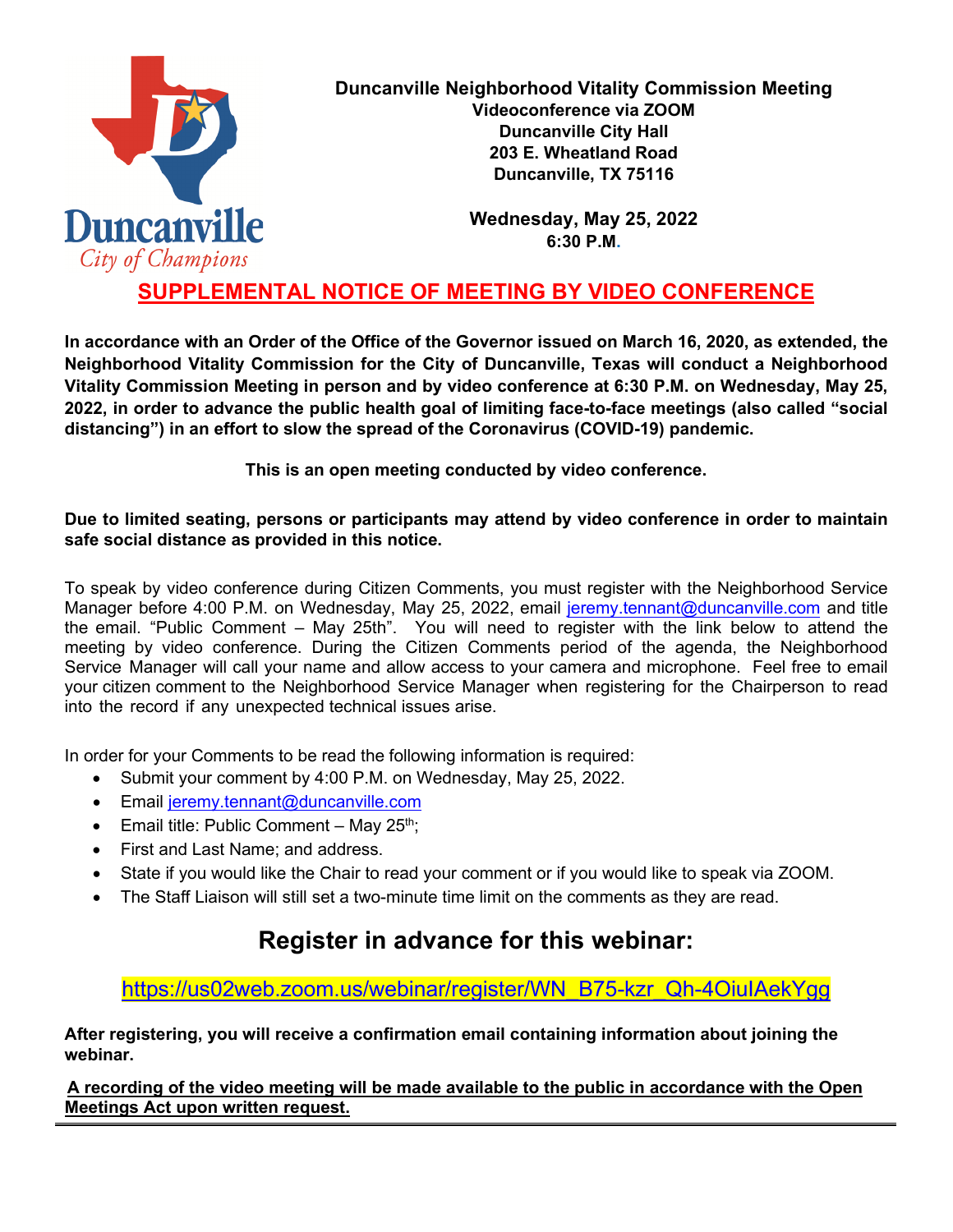**Duncanville Neighborhood Vitality Commission Meeting**
**Videoconference via ZOOM**
**Duncanville City Hall**
**203 E. Wheatland Road**
**Duncanville, TX 75116**

**Wednesday, May 25, 2022**
**6:30 P.M.**

# SUPPLEMENTAL NOTICE OF MEETING BY VIDEO CONFERENCE

**In accordance with an Order of the Office of the Governor issued on March 16, 2020, as extended, the Neighborhood Vitality Commission for the City of Duncanville, Texas will conduct a Neighborhood Vitality Commission Meeting in person and by video conference at 6:30 P.M. on Wednesday, May 25, 2022, in order to advance the public health goal of limiting face-to-face meetings (also called "social distancing") in an effort to slow the spread of the Coronavirus (COVID-19) pandemic.**

**This is an open meeting conducted by video conference.**

**Due to limited seating, persons or participants may attend by video conference in order to maintain safe social distance as provided in this notice.**

To speak by video conference during Citizen Comments, you must register with the Neighborhood Service Manager before 4:00 P.M. on Wednesday, May 25, 2022, email jeremy.tennant@duncanville.com and title the email. "Public Comment – May 25th". You will need to register with the link below to attend the meeting by video conference. During the Citizen Comments period of the agenda, the Neighborhood Service Manager will call your name and allow access to your camera and microphone. Feel free to email your citizen comment to the Neighborhood Service Manager when registering for the Chairperson to read into the record if any unexpected technical issues arise.

In order for your Comments to be read the following information is required:

- Submit your comment by 4:00 P.M. on Wednesday, May 25, 2022.
- Email jeremy.tennant@duncanville.com
- Email title: Public Comment – May 25th;
- First and Last Name; and address.
- State if you would like the Chair to read your comment or if you would like to speak via ZOOM.
- The Staff Liaison will still set a two-minute time limit on the comments as they are read.

## Register in advance for this webinar:

https://us02web.zoom.us/webinar/register/WN_B75-kzr_Qh-4OiuIAekYgg

**After registering, you will receive a confirmation email containing information about joining the webinar.**

**A recording of the video meeting will be made available to the public in accordance with the Open Meetings Act upon written request.**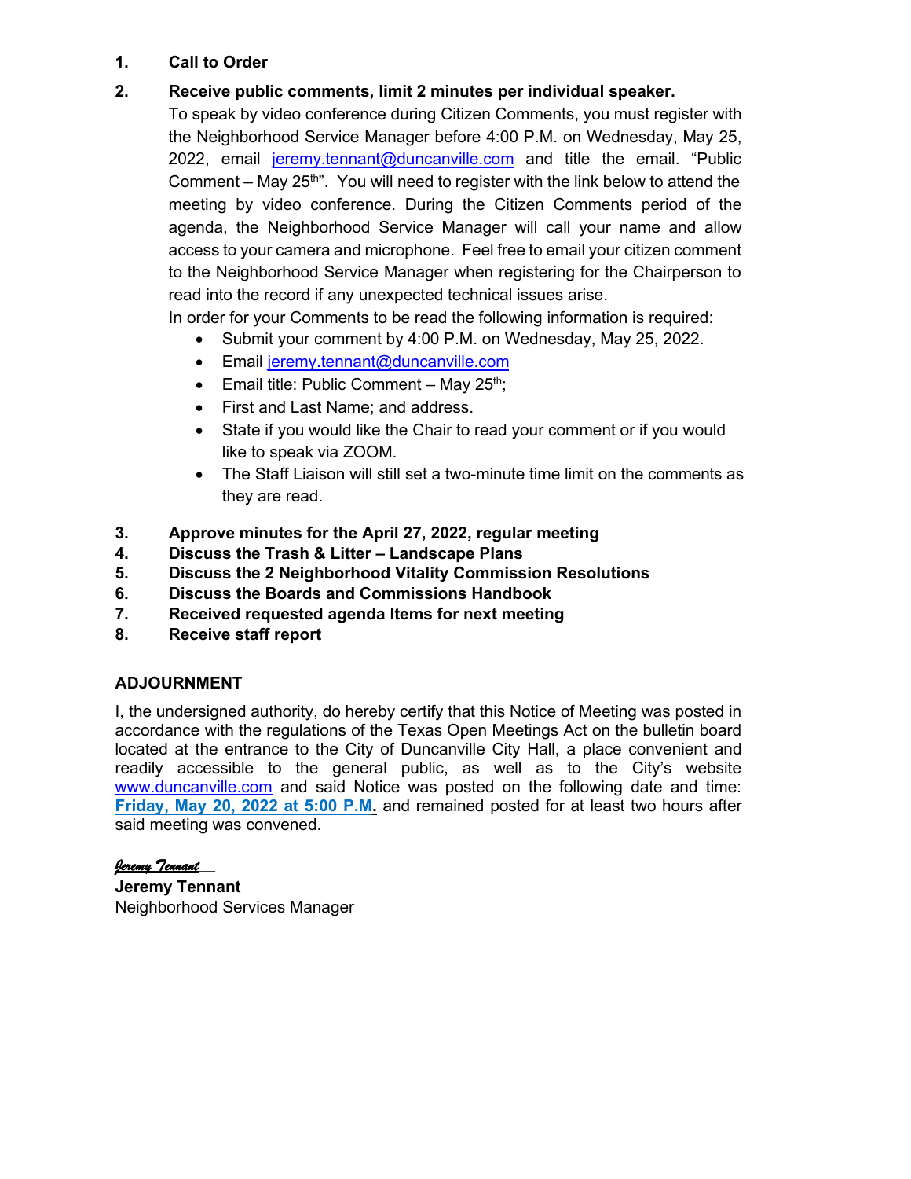1. **Call to Order**

2. **Receive public comments, limit 2 minutes per individual speaker.**

   To speak by video conference during Citizen Comments, you must register with the Neighborhood Service Manager before 4:00 P.M. on Wednesday, May 25, 2022, email jeremy.tennant@duncanville.com and title the email. "Public Comment – May 25th". You will need to register with the link below to attend the meeting by video conference. During the Citizen Comments period of the agenda, the Neighborhood Service Manager will call your name and allow access to your camera and microphone. Feel free to email your citizen comment to the Neighborhood Service Manager when registering for the Chairperson to read into the record if any unexpected technical issues arise.

   In order for your Comments to be read the following information is required:

   - Submit your comment by 4:00 P.M. on Wednesday, May 25, 2022.
   - Email jeremy.tennant@duncanville.com
   - Email title: Public Comment – May 25th;
   - First and Last Name; and address.
   - State if you would like the Chair to read your comment or if you would like to speak via ZOOM.
   - The Staff Liaison will still set a two-minute time limit on the comments as they are read.

3. **Approve minutes for the April 27, 2022, regular meeting**
4. **Discuss the Trash & Litter – Landscape Plans**
5. **Discuss the 2 Neighborhood Vitality Commission Resolutions**
6. **Discuss the Boards and Commissions Handbook**
7. **Received requested agenda Items for next meeting**
8. **Receive staff report**

## ADJOURNMENT

I, the undersigned authority, do hereby certify that this Notice of Meeting was posted in accordance with the regulations of the Texas Open Meetings Act on the bulletin board located at the entrance to the City of Duncanville City Hall, a place convenient and readily accessible to the general public, as well as to the City's website www.duncanville.com and said Notice was posted on the following date and time: **Friday, May 20, 2022 at 5:00 P.M.** and remained posted for at least two hours after said meeting was convened.

*Jeremy Tennant*

**Jeremy Tennant**
Neighborhood Services Manager